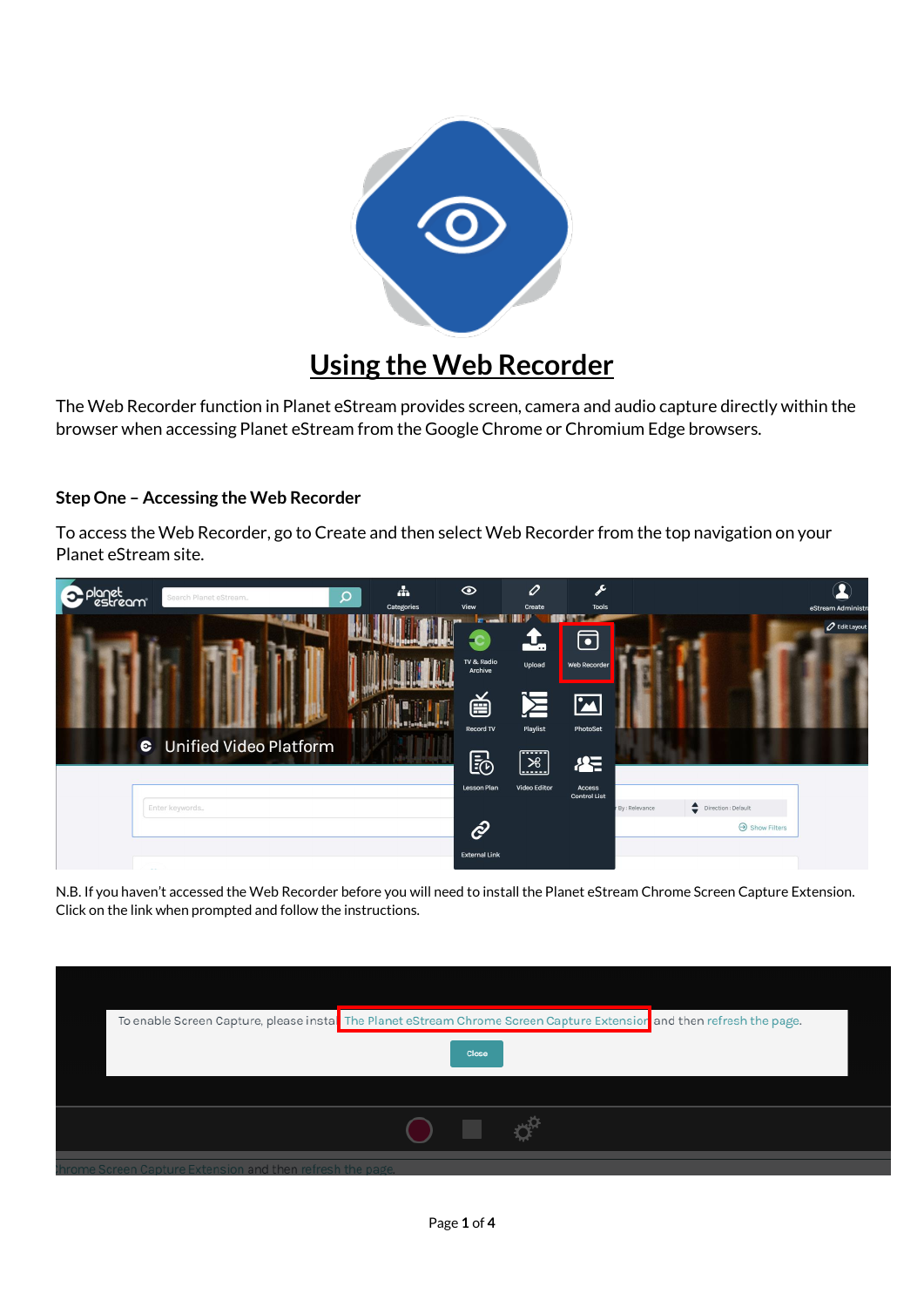# Using the Web Recorder

The Web Recorder function in Planet eStream provides screen, camera and audio capture directly within the browser when accessing Planet eStream from the Google Chrome or Chromium Edge browsers.

### Step One – Accessing the Web Recorder

To access the Web Recorder, go to Create and then select Web Recorder from the top navigation on your Planet eStream site.

N.B. If you haven't accessed the Web Recorder before you will need to install the Planet eStream Chrome Screen Capture Extension. Click on the link when prompted and follow the instructions.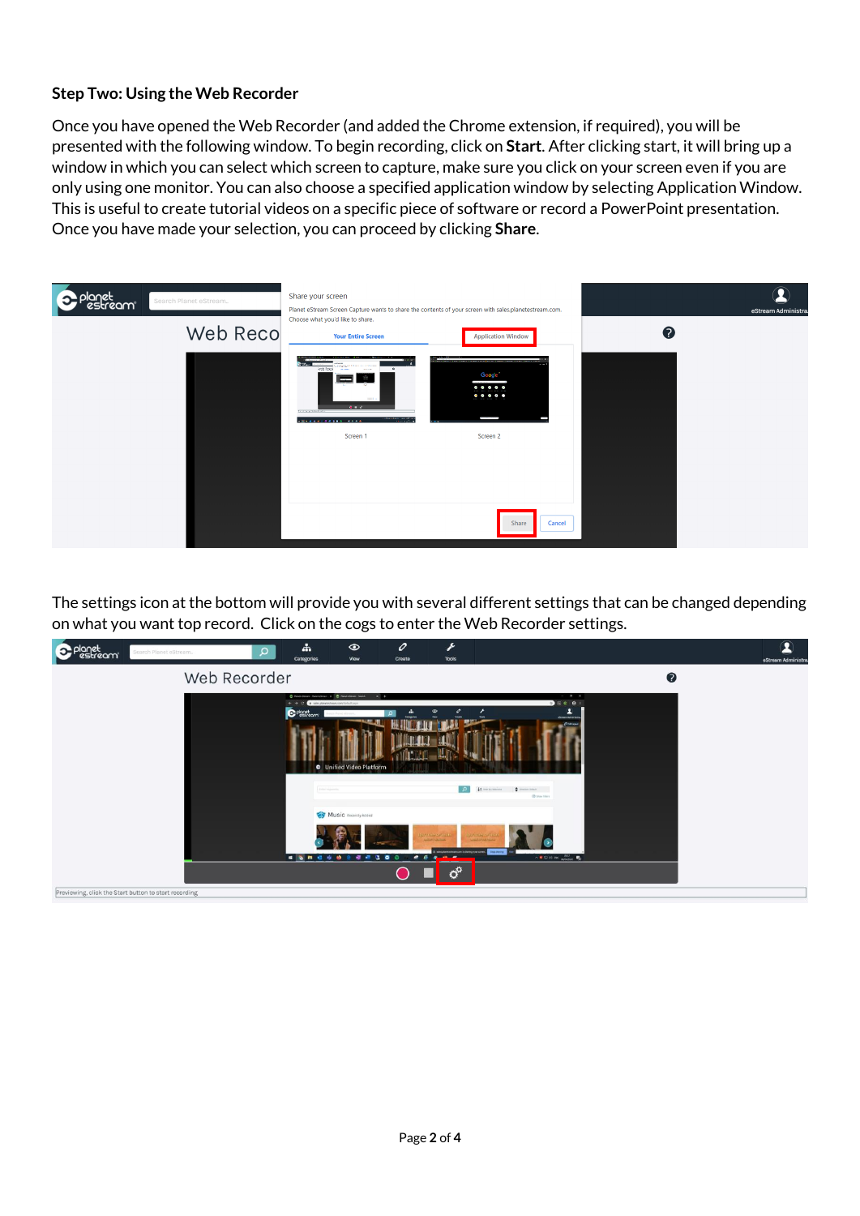**Step Two: Using the Web Recorder**

Once you have opened the Web Recorder (and added the Chrome extension, if required), you will be presented with the following window. To begin recording, click on **Start**. After clicking start, it will bring up a window in which you can select which screen to capture, make sure you click on your screen even if you are only using one monitor. You can also choose a specified application window by selecting Application Window. This is useful to create tutorial videos on a specific piece of software or record a PowerPoint presentation. Once you have made your selection, you can proceed by clicking **Share**.

The settings icon at the bottom will provide you with several different settings that can be changed depending on what you want top record. Click on the cogs to enter the Web Recorder settings.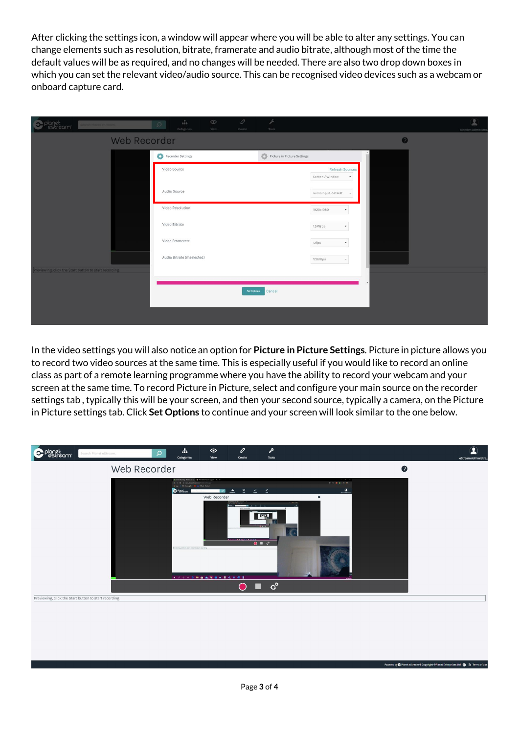After clicking the settings icon, a window will appear where you will be able to alter any settings. You can change elements such as resolution, bitrate, framerate and audio bitrate, although most of the time the default values will be as required, and no changes will be needed. There are also two drop down boxes in which you can set the relevant video/audio source. This can be recognised video devices such as a webcam or onboard capture card.

In the video settings you will also notice an option for **Picture in Picture Settings**. Picture in picture allows you to record two video sources at the same time. This is especially useful if you would like to record an online class as part of a remote learning programme where you have the ability to record your webcam and your screen at the same time. To record Picture in Picture, select and configure your main source on the recorder settings tab , typically this will be your screen, and then your second source, typically a camera, on the Picture in Picture settings tab. Click **Set Options** to continue and your screen will look similar to the one below.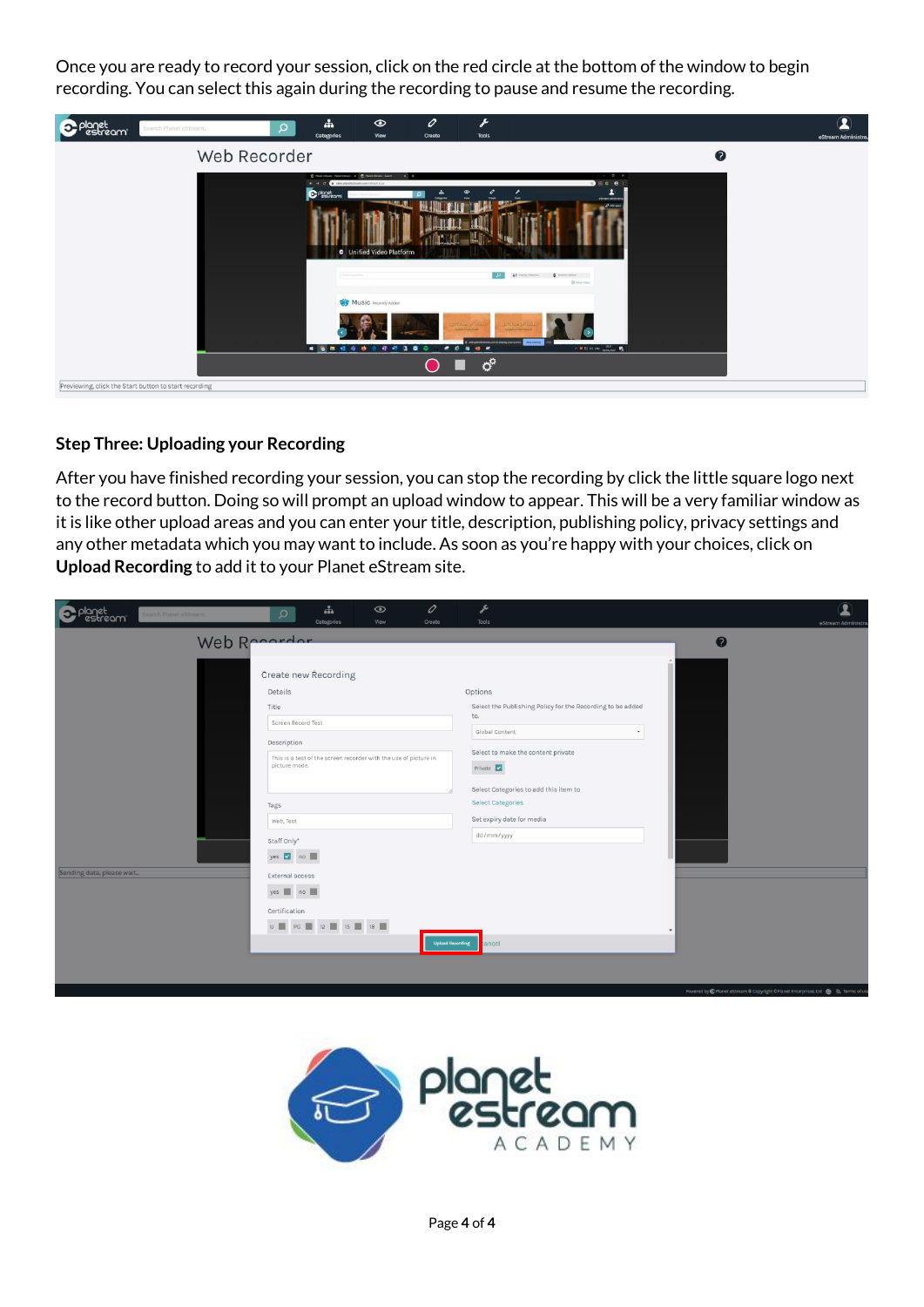Once you are ready to record your session, click on the red circle at the bottom of the window to begin recording. You can select this again during the recording to pause and resume the recording.

### Step Three: Uploading your Recording

After you have finished recording your session, you can stop the recording by click the little square logo next to the record button. Doing so will prompt an upload window to appear. This will be a very familiar window as it is like other upload areas and you can enter your title, description, publishing policy, privacy settings and any other metadata which you may want to include. As soon as you're happy with your choices, click on **Upload Recording** to add it to your Planet eStream site.